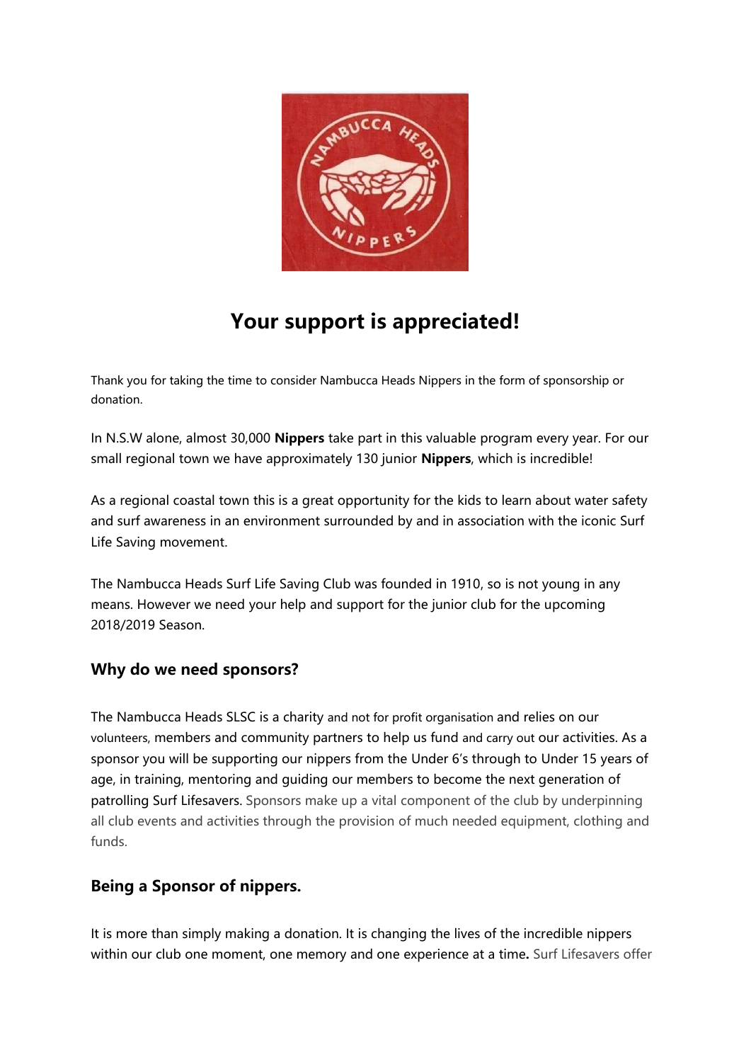# Your support is appreciated!

Thank you for taking the time to consider Nambucca Heads Nippers in the form of sponsorship or donation.

In N.S.W alone, almost 30,000 **Nippers** take part in this valuable program every year. For our small regional town we have approximately 130 junior **Nippers**, which is incredible!

As a regional coastal town this is a great opportunity for the kids to learn about water safety and surf awareness in an environment surrounded by and in association with the iconic Surf Life Saving movement.

The Nambucca Heads Surf Life Saving Club was founded in 1910, so is not young in any means. However we need your help and support for the junior club for the upcoming 2018/2019 Season.

## Why do we need sponsors?

The Nambucca Heads SLSC is a charity and not for profit organisation and relies on our volunteers, members and community partners to help us fund and carry out our activities. As a sponsor you will be supporting our nippers from the Under 6's through to Under 15 years of age, in training, mentoring and guiding our members to become the next generation of patrolling Surf Lifesavers. Sponsors make up a vital component of the club by underpinning all club events and activities through the provision of much needed equipment, clothing and funds.

## Being a Sponsor of nippers.

It is more than simply making a donation. It is changing the lives of the incredible nippers within our club one moment, one memory and one experience at a time**.** Surf Lifesavers offer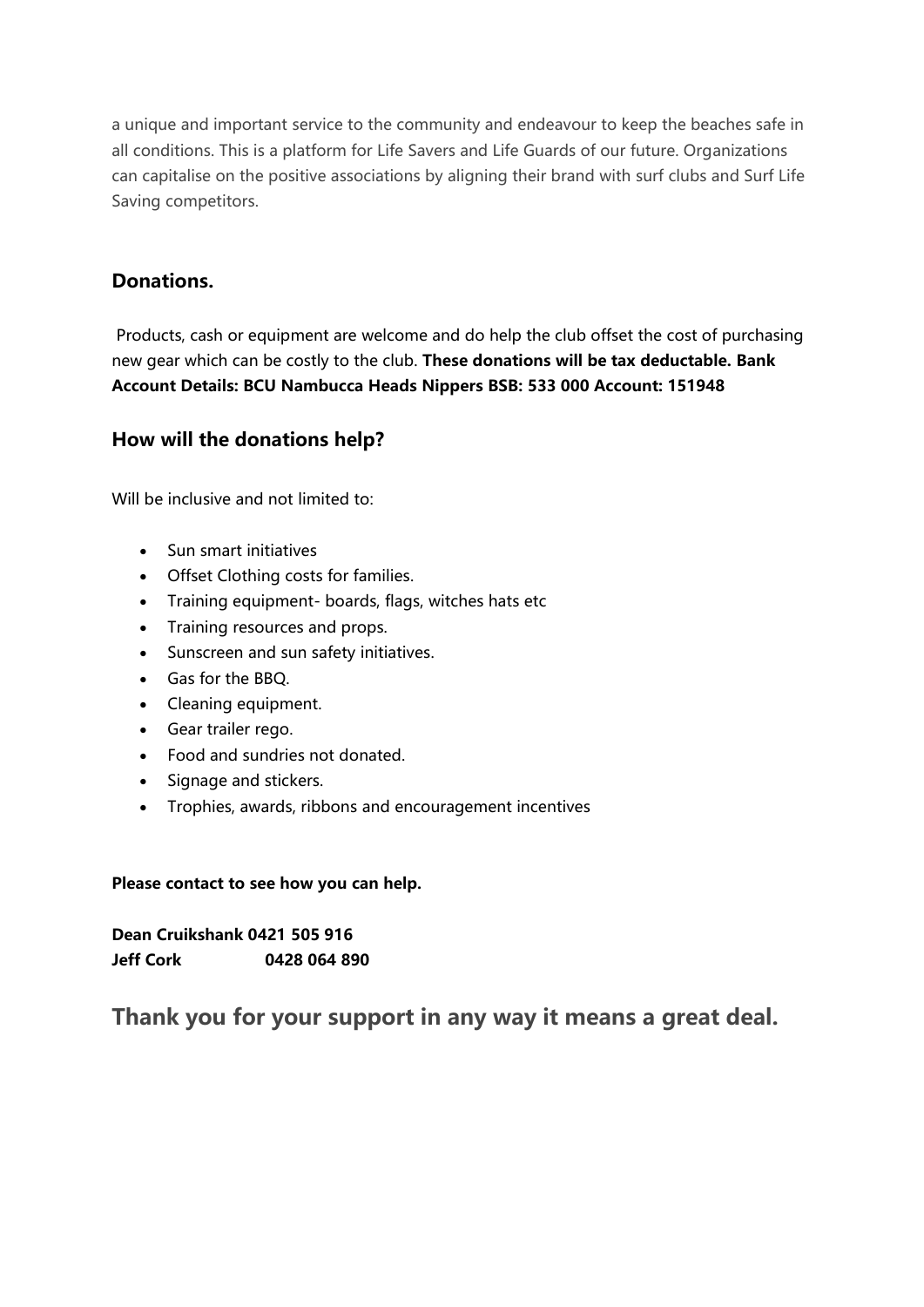a unique and important service to the community and endeavour to keep the beaches safe in all conditions. This is a platform for Life Savers and Life Guards of our future. Organizations can capitalise on the positive associations by aligning their brand with surf clubs and Surf Life Saving competitors.

## Donations.

Products, cash or equipment are welcome and do help the club offset the cost of purchasing new gear which can be costly to the club. **These donations will be tax deductable. Bank Account Details: BCU Nambucca Heads Nippers BSB: 533 000 Account: 151948**

## How will the donations help?

Will be inclusive and not limited to:

- Sun smart initiatives
- Offset Clothing costs for families.
- Training equipment- boards, flags, witches hats etc
- Training resources and props.
- Sunscreen and sun safety initiatives.
- Gas for the BBQ.
- Cleaning equipment.
- Gear trailer rego.
- Food and sundries not donated.
- Signage and stickers.
- Trophies, awards, ribbons and encouragement incentives

**Please contact to see how you can help.**

**Dean Cruikshank 0421 505 916**
**Jeff Cork 0428 064 890**

## Thank you for your support in any way it means a great deal.